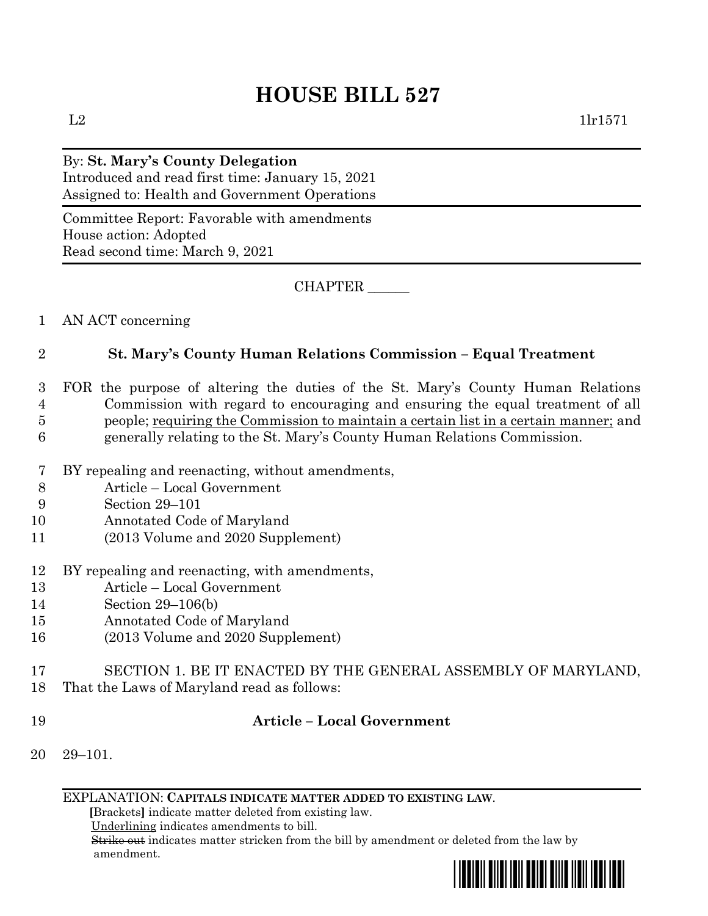# HOUSE BILL 527

L2 1lr1571

By: **St. Mary's County Delegation**
Introduced and read first time: January 15, 2021
Assigned to: Health and Government Operations

Committee Report: Favorable with amendments
House action: Adopted
Read second time: March 9, 2021

CHAPTER ______

1 AN ACT concerning

2 **St. Mary's County Human Relations Commission – Equal Treatment**

3 FOR the purpose of altering the duties of the St. Mary's County Human Relations
4 Commission with regard to encouraging and ensuring the equal treatment of all
5 people; <u>requiring the Commission to maintain a certain list in a certain manner;</u> and
6 generally relating to the St. Mary's County Human Relations Commission.

7 BY repealing and reenacting, without amendments,
8 Article – Local Government
9 Section 29–101
10 Annotated Code of Maryland
11 (2013 Volume and 2020 Supplement)

12 BY repealing and reenacting, with amendments,
13 Article – Local Government
14 Section 29–106(b)
15 Annotated Code of Maryland
16 (2013 Volume and 2020 Supplement)

17 SECTION 1. BE IT ENACTED BY THE GENERAL ASSEMBLY OF MARYLAND,
18 That the Laws of Maryland read as follows:

19 **Article – Local Government**

20 29–101.

EXPLANATION: **CAPITALS INDICATE MATTER ADDED TO EXISTING LAW.**
**[**Brackets**]** indicate matter deleted from existing law.
<u>Underlining</u> indicates amendments to bill.
~~Strike out~~ indicates matter stricken from the bill by amendment or deleted from the law by amendment.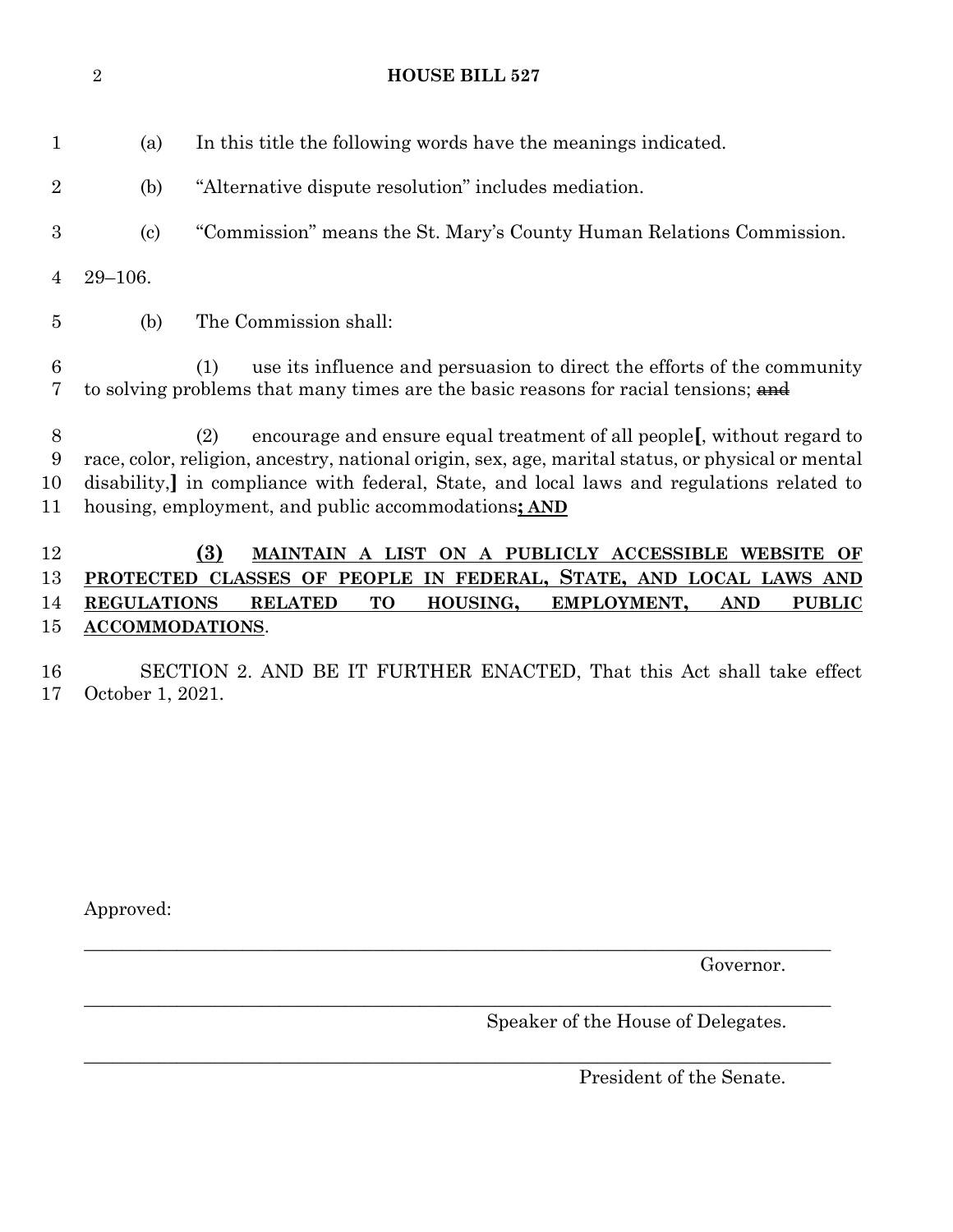(a) In this title the following words have the meanings indicated.

(b) "Alternative dispute resolution" includes mediation.

(c) "Commission" means the St. Mary's County Human Relations Commission.

29–106.

(b) The Commission shall:

(1) use its influence and persuasion to direct the efforts of the community to solving problems that many times are the basic reasons for racial tensions; ~~and~~

(2) encourage and ensure equal treatment of all people**[**, without regard to race, color, religion, ancestry, national origin, sex, age, marital status, or physical or mental disability,**]** in compliance with federal, State, and local laws and regulations related to housing, employment, and public accommodations**; AND**

**(3) MAINTAIN A LIST ON A PUBLICLY ACCESSIBLE WEBSITE OF PROTECTED CLASSES OF PEOPLE IN FEDERAL, STATE, AND LOCAL LAWS AND REGULATIONS RELATED TO HOUSING, EMPLOYMENT, AND PUBLIC ACCOMMODATIONS**.

SECTION 2. AND BE IT FURTHER ENACTED, That this Act shall take effect October 1, 2021.

Approved:

\_\_\_\_\_\_\_\_\_\_\_\_\_\_\_\_\_\_\_\_\_\_\_\_\_\_\_\_\_\_\_\_\_\_\_\_\_\_\_\_
Governor.

\_\_\_\_\_\_\_\_\_\_\_\_\_\_\_\_\_\_\_\_\_\_\_\_\_\_\_\_\_\_\_\_\_\_\_\_\_\_\_\_
Speaker of the House of Delegates.

\_\_\_\_\_\_\_\_\_\_\_\_\_\_\_\_\_\_\_\_\_\_\_\_\_\_\_\_\_\_\_\_\_\_\_\_\_\_\_\_
President of the Senate.